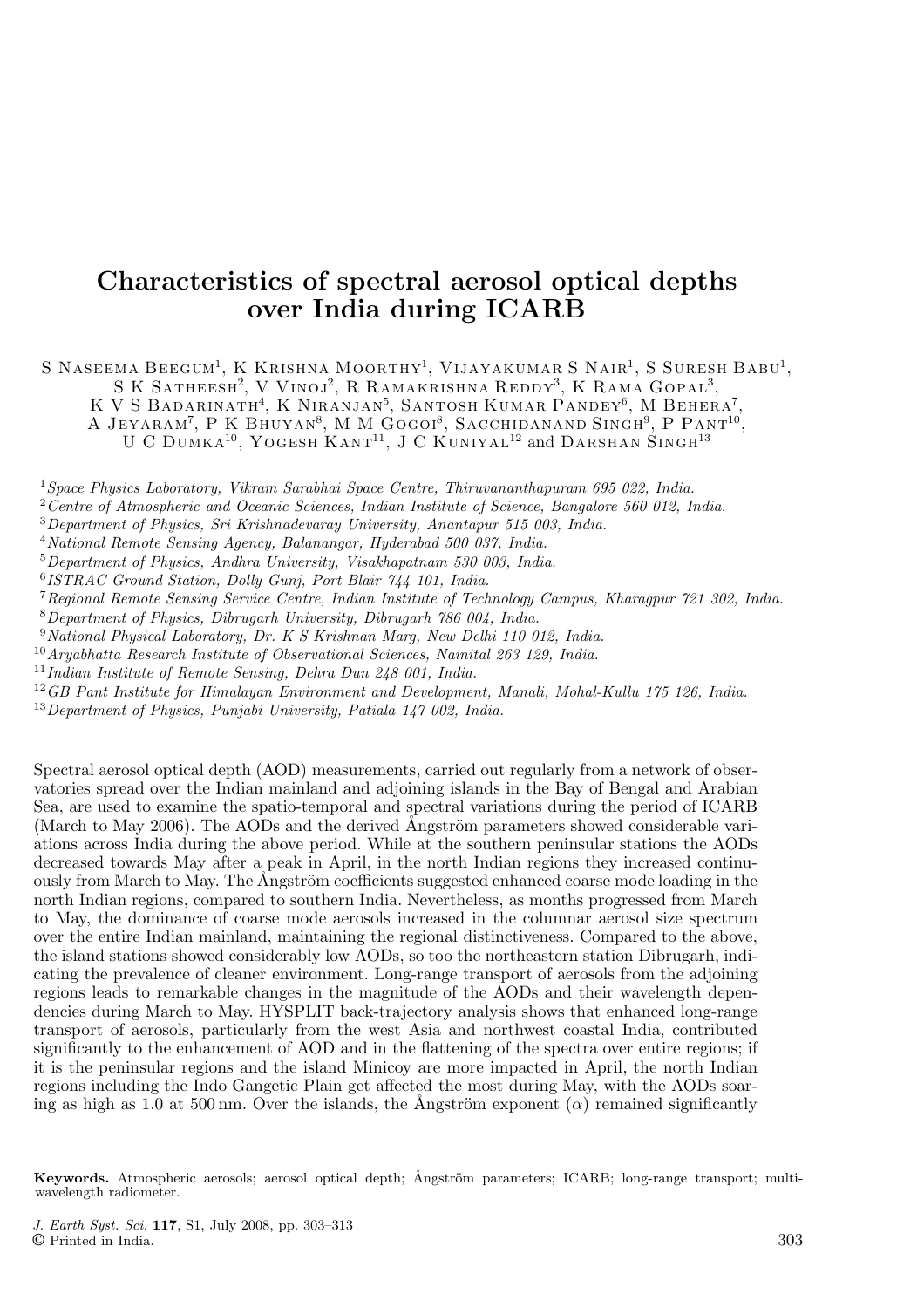# Characteristics of spectral aerosol optical depths over India during ICARB

S Naseema Beegum[1], K Krishna Moorthy[1], Vijayakumar S Nair[1], S Suresh Babu[1], S K Satheesh[2], V Vinoj[2], R Ramakrishna Reddy[3], K Rama Gopal[3], K V S Badarinath[4], K Niranjan[5], Santosh Kumar Pandey[6], M Behera[7], A Jeyaram[7], P K Bhuyan[8], M M Gogoi[8], Sacchidanand Singh[9], P Pant[10], U C Dumka[10], Yogesh Kant[11], J C Kuniyal[12] and Darshan Singh[13]

[1]*Space Physics Laboratory, Vikram Sarabhai Space Centre, Thiruvananthapuram 695 022, India.*
[2]*Centre of Atmospheric and Oceanic Sciences, Indian Institute of Science, Bangalore 560 012, India.*
[3]*Department of Physics, Sri Krishnadevaray University, Anantapur 515 003, India.*
[4]*National Remote Sensing Agency, Balanangar, Hyderabad 500 037, India.*
[5]*Department of Physics, Andhra University, Visakhapatnam 530 003, India.*
[6]*ISTRAC Ground Station, Dolly Gunj, Port Blair 744 101, India.*
[7]*Regional Remote Sensing Service Centre, Indian Institute of Technology Campus, Kharagpur 721 302, India.*
[8]*Department of Physics, Dibrugarh University, Dibrugarh 786 004, India.*
[9]*National Physical Laboratory, Dr. K S Krishnan Marg, New Delhi 110 012, India.*
[10]*Aryabhatta Research Institute of Observational Sciences, Nainital 263 129, India.*
[11]*Indian Institute of Remote Sensing, Dehra Dun 248 001, India.*
[12]*GB Pant Institute for Himalayan Environment and Development, Manali, Mohal-Kullu 175 126, India.*
[13]*Department of Physics, Punjabi University, Patiala 147 002, India.*

Spectral aerosol optical depth (AOD) measurements, carried out regularly from a network of observatories spread over the Indian mainland and adjoining islands in the Bay of Bengal and Arabian Sea, are used to examine the spatio-temporal and spectral variations during the period of ICARB (March to May 2006). The AODs and the derived Ångström parameters showed considerable variations across India during the above period. While at the southern peninsular stations the AODs decreased towards May after a peak in April, in the north Indian regions they increased continuously from March to May. The Ångström coefficients suggested enhanced coarse mode loading in the north Indian regions, compared to southern India. Nevertheless, as months progressed from March to May, the dominance of coarse mode aerosols increased in the columnar aerosol size spectrum over the entire Indian mainland, maintaining the regional distinctiveness. Compared to the above, the island stations showed considerably low AODs, so too the northeastern station Dibrugarh, indicating the prevalence of cleaner environment. Long-range transport of aerosols from the adjoining regions leads to remarkable changes in the magnitude of the AODs and their wavelength dependencies during March to May. HYSPLIT back-trajectory analysis shows that enhanced long-range transport of aerosols, particularly from the west Asia and northwest coastal India, contributed significantly to the enhancement of AOD and in the flattening of the spectra over entire regions; if it is the peninsular regions and the island Minicoy are more impacted in April, the north Indian regions including the Indo Gangetic Plain get affected the most during May, with the AODs soaring as high as 1.0 at 500 nm. Over the islands, the Ångström exponent ($\alpha$) remained significantly

**Keywords.** Atmospheric aerosols; aerosol optical depth; Ångström parameters; ICARB; long-range transport; multi-wavelength radiometer.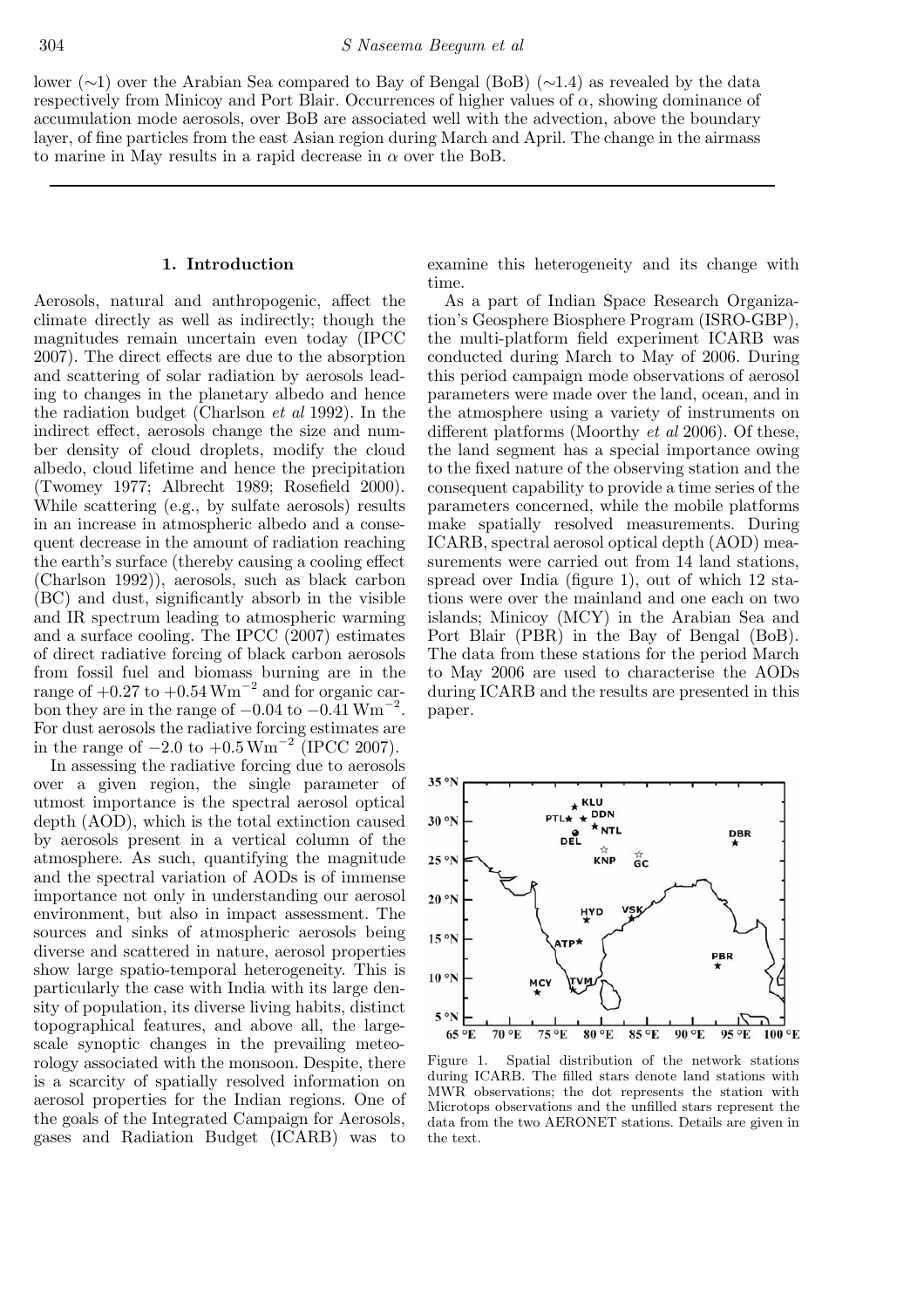lower (∼1) over the Arabian Sea compared to Bay of Bengal (BoB) (∼1.4) as revealed by the data respectively from Minicoy and Port Blair. Occurrences of higher values of $\alpha$, showing dominance of accumulation mode aerosols, over BoB are associated well with the advection, above the boundary layer, of fine particles from the east Asian region during March and April. The change in the airmass to marine in May results in a rapid decrease in $\alpha$ over the BoB.

---

## 1. Introduction

Aerosols, natural and anthropogenic, affect the climate directly as well as indirectly; though the magnitudes remain uncertain even today (IPCC 2007). The direct effects are due to the absorption and scattering of solar radiation by aerosols leading to changes in the planetary albedo and hence the radiation budget (Charlson *et al* 1992). In the indirect effect, aerosols change the size and number density of cloud droplets, modify the cloud albedo, cloud lifetime and hence the precipitation (Twomey 1977; Albrecht 1989; Rosefield 2000). While scattering (e.g., by sulfate aerosols) results in an increase in atmospheric albedo and a consequent decrease in the amount of radiation reaching the earth's surface (thereby causing a cooling effect (Charlson 1992)), aerosols, such as black carbon (BC) and dust, significantly absorb in the visible and IR spectrum leading to atmospheric warming and a surface cooling. The IPCC (2007) estimates of direct radiative forcing of black carbon aerosols from fossil fuel and biomass burning are in the range of $+0.27$ to $+0.54\,\mathrm{Wm^{-2}}$ and for organic carbon they are in the range of $-0.04$ to $-0.41\,\mathrm{Wm^{-2}}$. For dust aerosols the radiative forcing estimates are in the range of $-2.0$ to $+0.5\,\mathrm{Wm^{-2}}$ (IPCC 2007).

In assessing the radiative forcing due to aerosols over a given region, the single parameter of utmost importance is the spectral aerosol optical depth (AOD), which is the total extinction caused by aerosols present in a vertical column of the atmosphere. As such, quantifying the magnitude and the spectral variation of AODs is of immense importance not only in understanding our aerosol environment, but also in impact assessment. The sources and sinks of atmospheric aerosols being diverse and scattered in nature, aerosol properties show large spatio-temporal heterogeneity. This is particularly the case with India with its large density of population, its diverse living habits, distinct topographical features, and above all, the large-scale synoptic changes in the prevailing meteorology associated with the monsoon. Despite, there is a scarcity of spatially resolved information on aerosol properties for the Indian regions. One of the goals of the Integrated Campaign for Aerosols, gases and Radiation Budget (ICARB) was to examine this heterogeneity and its change with time.

As a part of Indian Space Research Organization's Geosphere Biosphere Program (ISRO-GBP), the multi-platform field experiment ICARB was conducted during March to May of 2006. During this period campaign mode observations of aerosol parameters were made over the land, ocean, and in the atmosphere using a variety of instruments on different platforms (Moorthy *et al* 2006). Of these, the land segment has a special importance owing to the fixed nature of the observing station and the consequent capability to provide a time series of the parameters concerned, while the mobile platforms make spatially resolved measurements. During ICARB, spectral aerosol optical depth (AOD) measurements were carried out from 14 land stations, spread over India (figure 1), out of which 12 stations were over the mainland and one each on two islands; Minicoy (MCY) in the Arabian Sea and Port Blair (PBR) in the Bay of Bengal (BoB). The data from these stations for the period March to May 2006 are used to characterise the AODs during ICARB and the results are presented in this paper.

Figure 1. Spatial distribution of the network stations during ICARB. The filled stars denote land stations with MWR observations; the dot represents the station with Microtops observations and the unfilled stars represent the data from the two AERONET stations. Details are given in the text.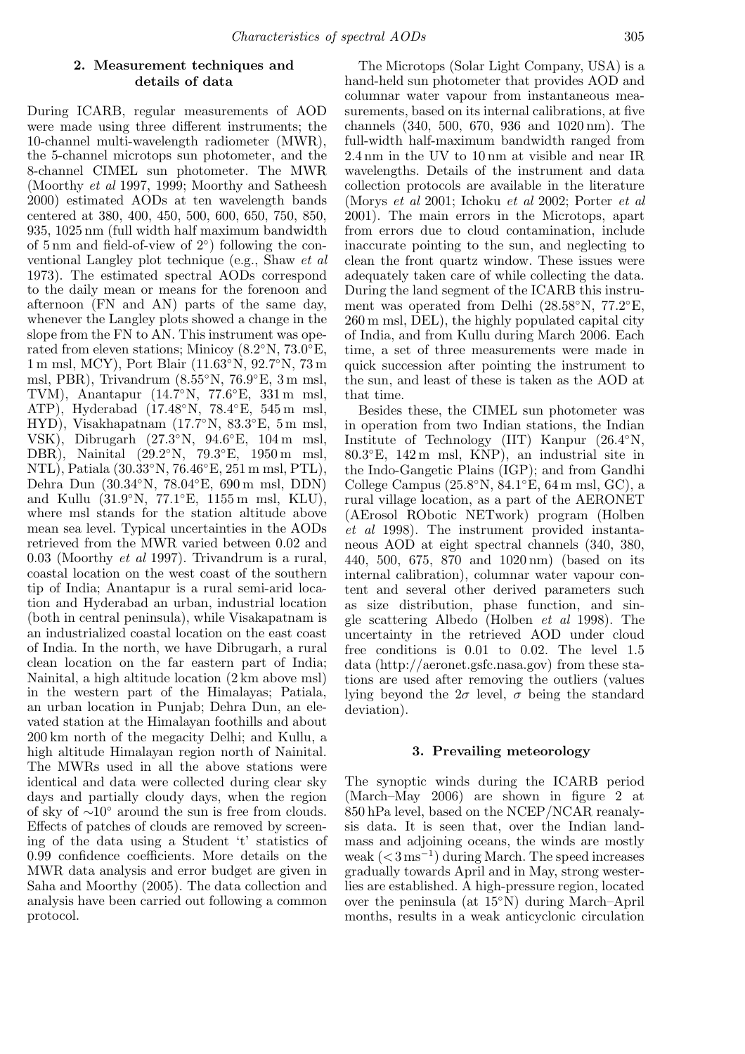## 2. Measurement techniques and details of data

During ICARB, regular measurements of AOD were made using three different instruments; the 10-channel multi-wavelength radiometer (MWR), the 5-channel microtops sun photometer, and the 8-channel CIMEL sun photometer. The MWR (Moorthy *et al* 1997, 1999; Moorthy and Satheesh 2000) estimated AODs at ten wavelength bands centered at 380, 400, 450, 500, 600, 650, 750, 850, 935, 1025 nm (full width half maximum bandwidth of 5 nm and field-of-view of 2°) following the conventional Langley plot technique (e.g., Shaw *et al* 1973). The estimated spectral AODs correspond to the daily mean or means for the forenoon and afternoon (FN and AN) parts of the same day, whenever the Langley plots showed a change in the slope from the FN to AN. This instrument was operated from eleven stations; Minicoy (8.2°N, 73.0°E, 1 m msl, MCY), Port Blair (11.63°N, 92.7°N, 73 m msl, PBR), Trivandrum (8.55°N, 76.9°E, 3 m msl, TVM), Anantapur (14.7°N, 77.6°E, 331 m msl, ATP), Hyderabad (17.48°N, 78.4°E, 545 m msl, HYD), Visakhapatnam (17.7°N, 83.3°E, 5 m msl, VSK), Dibrugarh (27.3°N, 94.6°E, 104 m msl, DBR), Nainital (29.2°N, 79.3°E, 1950 m msl, NTL), Patiala (30.33°N, 76.46°E, 251 m msl, PTL), Dehra Dun (30.34°N, 78.04°E, 690 m msl, DDN) and Kullu (31.9°N, 77.1°E, 1155 m msl, KLU), where msl stands for the station altitude above mean sea level. Typical uncertainties in the AODs retrieved from the MWR varied between 0.02 and 0.03 (Moorthy *et al* 1997). Trivandrum is a rural, coastal location on the west coast of the southern tip of India; Anantapur is a rural semi-arid location and Hyderabad an urban, industrial location (both in central peninsula), while Visakapatnam is an industrialized coastal location on the east coast of India. In the north, we have Dibrugarh, a rural clean location on the far eastern part of India; Nainital, a high altitude location (2 km above msl) in the western part of the Himalayas; Patiala, an urban location in Punjab; Dehra Dun, an elevated station at the Himalayan foothills and about 200 km north of the megacity Delhi; and Kullu, a high altitude Himalayan region north of Nainital. The MWRs used in all the above stations were identical and data were collected during clear sky days and partially cloudy days, when the region of sky of ∼10° around the sun is free from clouds. Effects of patches of clouds are removed by screening of the data using a Student 't' statistics of 0.99 confidence coefficients. More details on the MWR data analysis and error budget are given in Saha and Moorthy (2005). The data collection and analysis have been carried out following a common protocol.

The Microtops (Solar Light Company, USA) is a hand-held sun photometer that provides AOD and columnar water vapour from instantaneous measurements, based on its internal calibrations, at five channels (340, 500, 670, 936 and 1020 nm). The full-width half-maximum bandwidth ranged from 2.4 nm in the UV to 10 nm at visible and near IR wavelengths. Details of the instrument and data collection protocols are available in the literature (Morys *et al* 2001; Ichoku *et al* 2002; Porter *et al* 2001). The main errors in the Microtops, apart from errors due to cloud contamination, include inaccurate pointing to the sun, and neglecting to clean the front quartz window. These issues were adequately taken care of while collecting the data. During the land segment of the ICARB this instrument was operated from Delhi (28.58°N, 77.2°E, 260 m msl, DEL), the highly populated capital city of India, and from Kullu during March 2006. Each time, a set of three measurements were made in quick succession after pointing the instrument to the sun, and least of these is taken as the AOD at that time.

Besides these, the CIMEL sun photometer was in operation from two Indian stations, the Indian Institute of Technology (IIT) Kanpur (26.4°N, 80.3°E, 142 m msl, KNP), an industrial site in the Indo-Gangetic Plains (IGP); and from Gandhi College Campus (25.8°N, 84.1°E, 64 m msl, GC), a rural village location, as a part of the AERONET (AErosol RObotic NETwork) program (Holben *et al* 1998). The instrument provided instantaneous AOD at eight spectral channels (340, 380, 440, 500, 675, 870 and 1020 nm) (based on its internal calibration), columnar water vapour content and several other derived parameters such as size distribution, phase function, and single scattering Albedo (Holben *et al* 1998). The uncertainty in the retrieved AOD under cloud free conditions is 0.01 to 0.02. The level 1.5 data (http://aeronet.gsfc.nasa.gov) from these stations are used after removing the outliers (values lying beyond the $2\sigma$ level, $\sigma$ being the standard deviation).

## 3. Prevailing meteorology

The synoptic winds during the ICARB period (March–May 2006) are shown in figure 2 at 850 hPa level, based on the NCEP/NCAR reanalysis data. It is seen that, over the Indian landmass and adjoining oceans, the winds are mostly weak ($<3\,\mathrm{ms^{-1}}$) during March. The speed increases gradually towards April and in May, strong westerlies are established. A high-pressure region, located over the peninsula (at 15°N) during March–April months, results in a weak anticyclonic circulation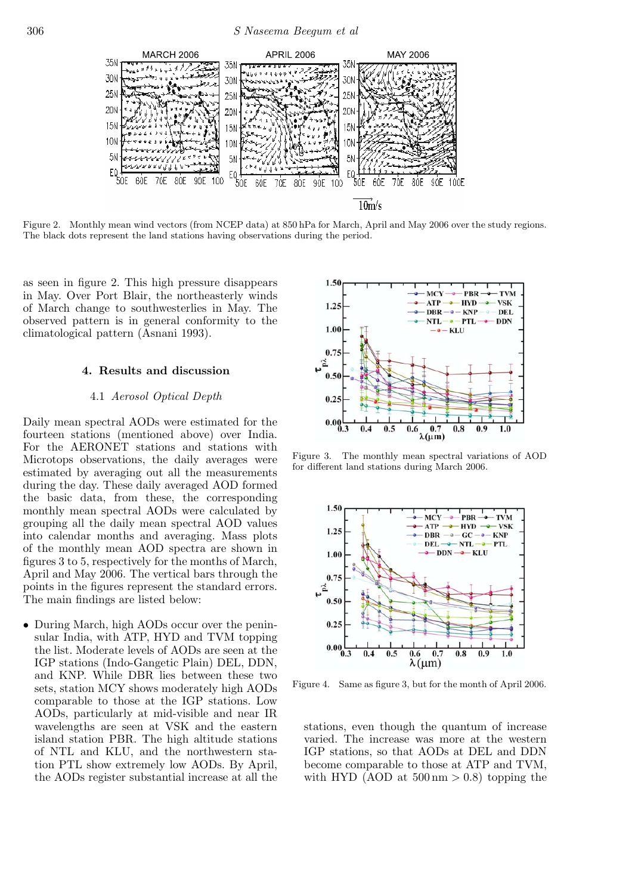Figure 2. Monthly mean wind vectors (from NCEP data) at 850 hPa for March, April and May 2006 over the study regions. The black dots represent the land stations having observations during the period.

as seen in figure 2. This high pressure disappears in May. Over Port Blair, the northeasterly winds of March change to southwesterlies in May. The observed pattern is in general conformity to the climatological pattern (Asnani 1993).

## 4. Results and discussion

### 4.1 *Aerosol Optical Depth*

Daily mean spectral AODs were estimated for the fourteen stations (mentioned above) over India. For the AERONET stations and stations with Microtops observations, the daily averages were estimated by averaging out all the measurements during the day. These daily averaged AOD formed the basic data, from these, the corresponding monthly mean spectral AODs were calculated by grouping all the daily mean spectral AOD values into calendar months and averaging. Mass plots of the monthly mean AOD spectra are shown in figures 3 to 5, respectively for the months of March, April and May 2006. The vertical bars through the points in the figures represent the standard errors. The main findings are listed below:

- During March, high AODs occur over the peninsular India, with ATP, HYD and TVM topping the list. Moderate levels of AODs are seen at the IGP stations (Indo-Gangetic Plain) DEL, DDN, and KNP. While DBR lies between these two sets, station MCY shows moderately high AODs comparable to those at the IGP stations. Low AODs, particularly at mid-visible and near IR wavelengths are seen at VSK and the eastern island station PBR. The high altitude stations of NTL and KLU, and the northwestern station PTL show extremely low AODs. By April, the AODs register substantial increase at all the stations, even though the quantum of increase varied. The increase was more at the western IGP stations, so that AODs at DEL and DDN become comparable to those at ATP and TVM, with HYD (AOD at 500 nm > 0.8) topping the

Figure 3. The monthly mean spectral variations of AOD for different land stations during March 2006.

Figure 4. Same as figure 3, but for the month of April 2006.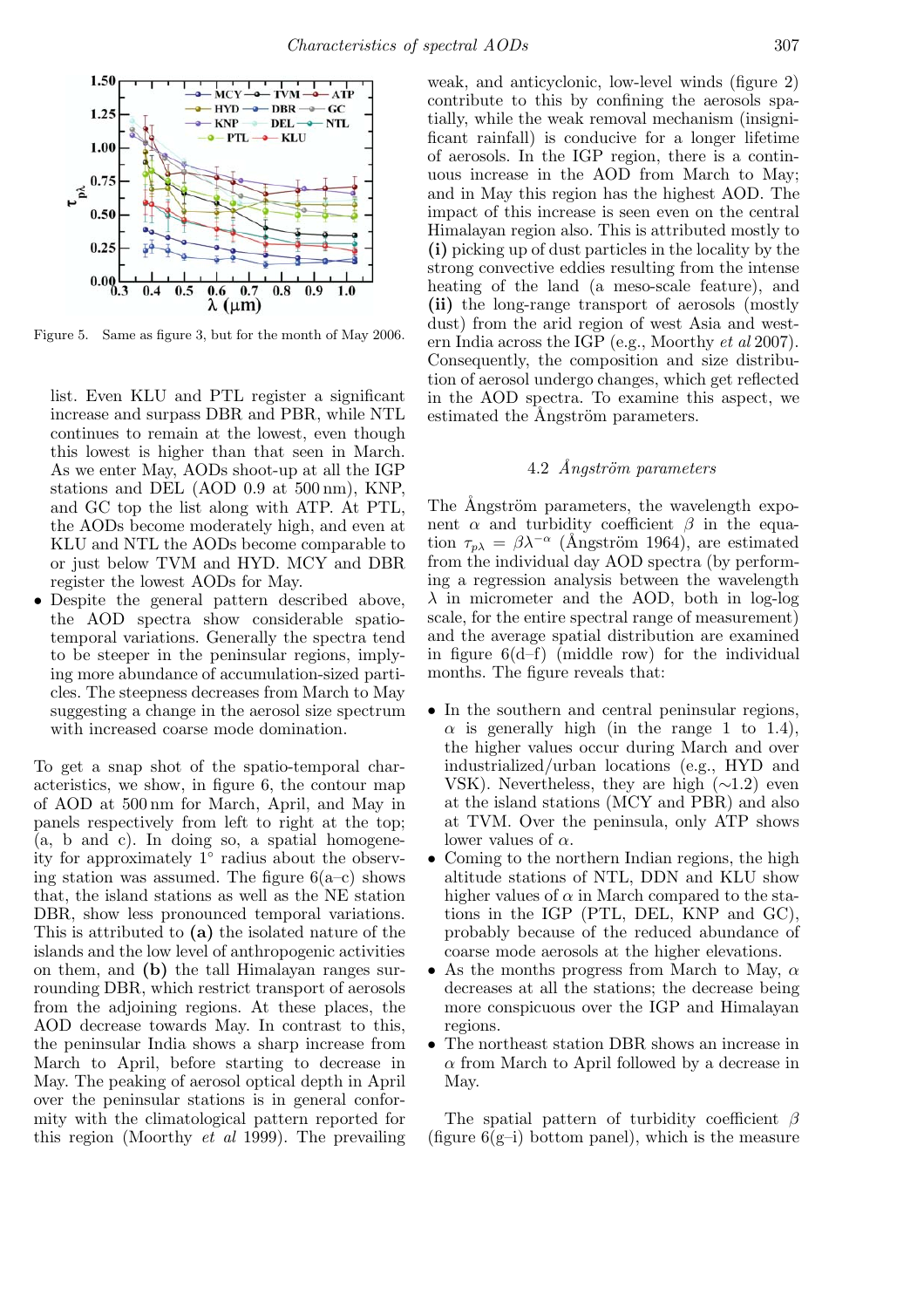Figure 5. Same as figure 3, but for the month of May 2006.

list. Even KLU and PTL register a significant increase and surpass DBR and PBR, while NTL continues to remain at the lowest, even though this lowest is higher than that seen in March. As we enter May, AODs shoot-up at all the IGP stations and DEL (AOD 0.9 at 500 nm), KNP, and GC top the list along with ATP. At PTL, the AODs become moderately high, and even at KLU and NTL the AODs become comparable to or just below TVM and HYD. MCY and DBR register the lowest AODs for May.

- Despite the general pattern described above, the AOD spectra show considerable spatio-temporal variations. Generally the spectra tend to be steeper in the peninsular regions, implying more abundance of accumulation-sized particles. The steepness decreases from March to May suggesting a change in the aerosol size spectrum with increased coarse mode domination.

To get a snap shot of the spatio-temporal characteristics, we show, in figure 6, the contour map of AOD at 500 nm for March, April, and May in panels respectively from left to right at the top; (a, b and c). In doing so, a spatial homogeneity for approximately 1° radius about the observing station was assumed. The figure 6(a–c) shows that, the island stations as well as the NE station DBR, show less pronounced temporal variations. This is attributed to **(a)** the isolated nature of the islands and the low level of anthropogenic activities on them, and **(b)** the tall Himalayan ranges surrounding DBR, which restrict transport of aerosols from the adjoining regions. At these places, the AOD decrease towards May. In contrast to this, the peninsular India shows a sharp increase from March to April, before starting to decrease in May. The peaking of aerosol optical depth in April over the peninsular stations is in general conformity with the climatological pattern reported for this region (Moorthy *et al* 1999). The prevailing weak, and anticyclonic, low-level winds (figure 2) contribute to this by confining the aerosols spatially, while the weak removal mechanism (insignificant rainfall) is conducive for a longer lifetime of aerosols. In the IGP region, there is a continuous increase in the AOD from March to May; and in May this region has the highest AOD. The impact of this increase is seen even on the central Himalayan region also. This is attributed mostly to **(i)** picking up of dust particles in the locality by the strong convective eddies resulting from the intense heating of the land (a meso-scale feature), and **(ii)** the long-range transport of aerosols (mostly dust) from the arid region of west Asia and western India across the IGP (e.g., Moorthy *et al* 2007). Consequently, the composition and size distribution of aerosol undergo changes, which get reflected in the AOD spectra. To examine this aspect, we estimated the Ångström parameters.

### 4.2 *Ångström parameters*

The Ångström parameters, the wavelength exponent $\alpha$ and turbidity coefficient $\beta$ in the equation $\tau_{p\lambda} = \beta\lambda^{-\alpha}$ (Ångström 1964), are estimated from the individual day AOD spectra (by performing a regression analysis between the wavelength $\lambda$ in micrometer and the AOD, both in log-log scale, for the entire spectral range of measurement) and the average spatial distribution are examined in figure 6(d–f) (middle row) for the individual months. The figure reveals that:

- In the southern and central peninsular regions, $\alpha$ is generally high (in the range 1 to 1.4), the higher values occur during March and over industrialized/urban locations (e.g., HYD and VSK). Nevertheless, they are high ($\sim$1.2) even at the island stations (MCY and PBR) and also at TVM. Over the peninsula, only ATP shows lower values of $\alpha$.
- Coming to the northern Indian regions, the high altitude stations of NTL, DDN and KLU show higher values of $\alpha$ in March compared to the stations in the IGP (PTL, DEL, KNP and GC), probably because of the reduced abundance of coarse mode aerosols at the higher elevations.
- As the months progress from March to May, $\alpha$ decreases at all the stations; the decrease being more conspicuous over the IGP and Himalayan regions.
- The northeast station DBR shows an increase in $\alpha$ from March to April followed by a decrease in May.

The spatial pattern of turbidity coefficient $\beta$ (figure 6(g–i) bottom panel), which is the measure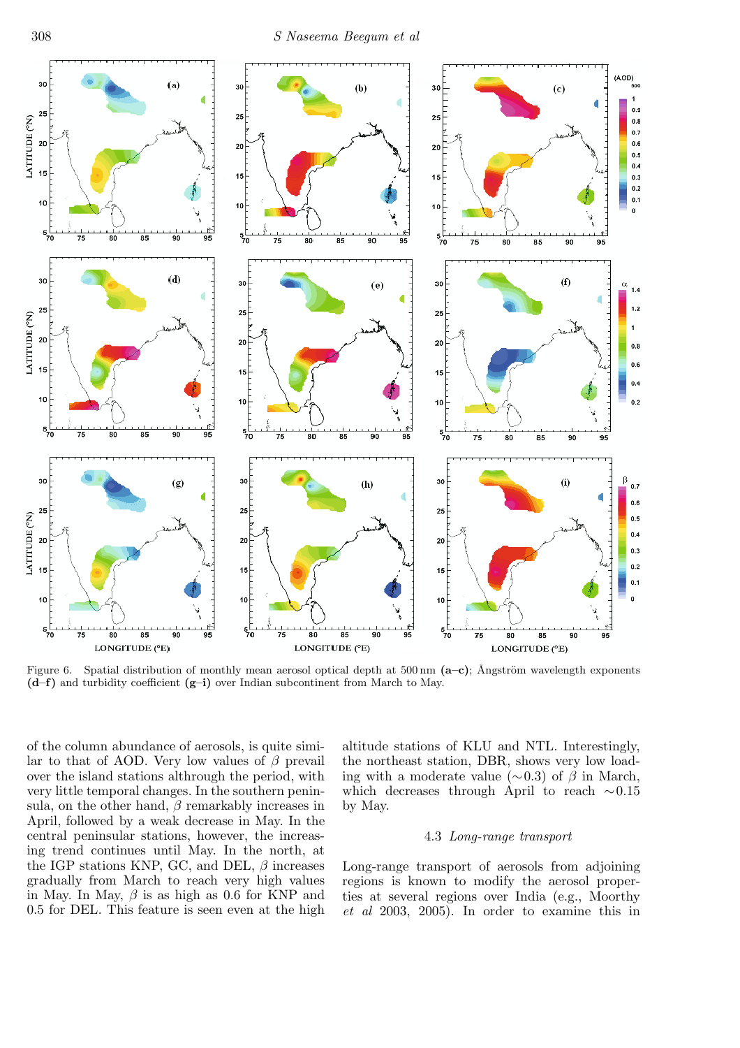Figure 6. Spatial distribution of monthly mean aerosol optical depth at 500 nm **(a–c)**; Ångström wavelength exponents **(d–f)** and turbidity coefficient **(g–i)** over Indian subcontinent from March to May.

of the column abundance of aerosols, is quite similar to that of AOD. Very low values of $\beta$ prevail over the island stations althrough the period, with very little temporal changes. In the southern peninsula, on the other hand, $\beta$ remarkably increases in April, followed by a weak decrease in May. In the central peninsular stations, however, the increasing trend continues until May. In the north, at the IGP stations KNP, GC, and DEL, $\beta$ increases gradually from March to reach very high values in May. In May, $\beta$ is as high as 0.6 for KNP and 0.5 for DEL. This feature is seen even at the high altitude stations of KLU and NTL. Interestingly, the northeast station, DBR, shows very low loading with a moderate value ($\sim$0.3) of $\beta$ in March, which decreases through April to reach $\sim$0.15 by May.

### 4.3 *Long-range transport*

Long-range transport of aerosols from adjoining regions is known to modify the aerosol properties at several regions over India (e.g., Moorthy *et al* 2003, 2005). In order to examine this in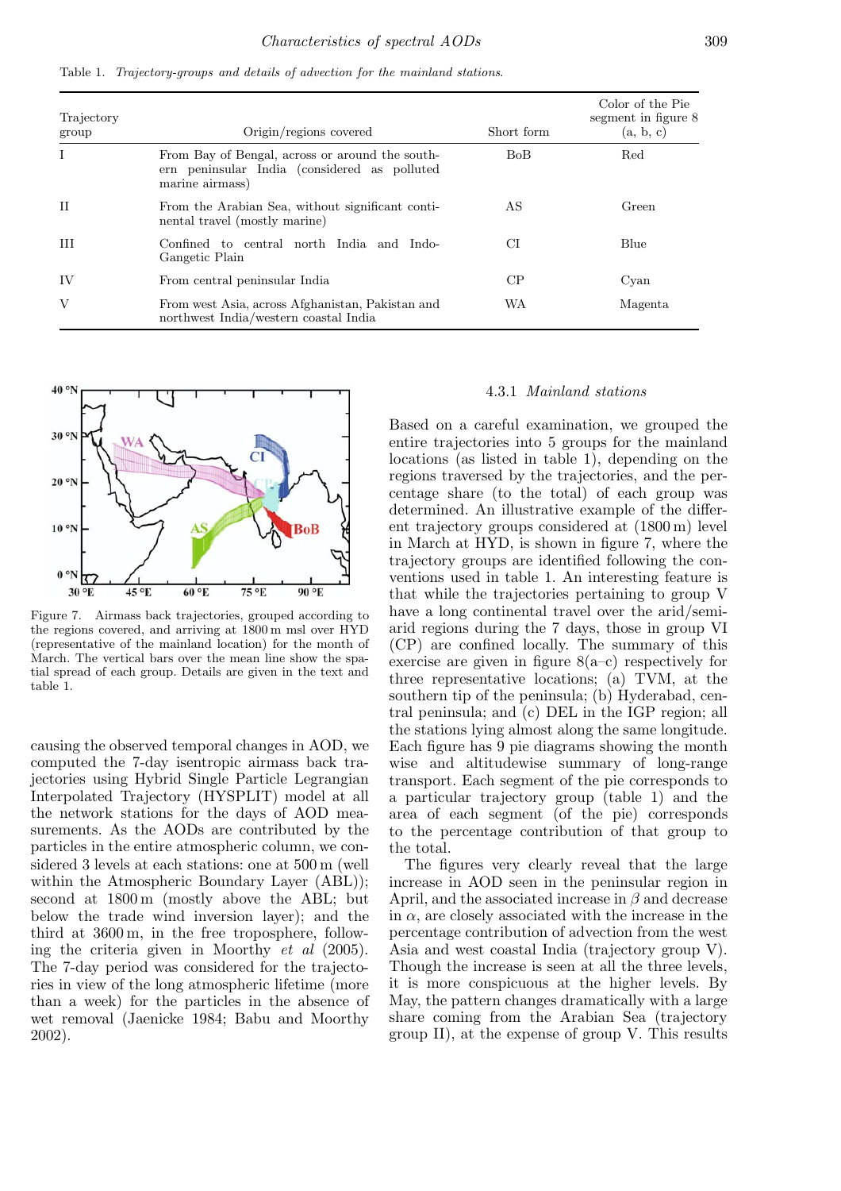Table 1. *Trajectory-groups and details of advection for the mainland stations.*

| Trajectory group | Origin/regions covered | Short form | Color of the Pie segment in figure 8 (a, b, c) |
|---|---|---|---|
| I | From Bay of Bengal, across or around the southern peninsular India (considered as polluted marine airmass) | BoB | Red |
| II | From the Arabian Sea, without significant continental travel (mostly marine) | AS | Green |
| III | Confined to central north India and Indo-Gangetic Plain | CI | Blue |
| IV | From central peninsular India | CP | Cyan |
| V | From west Asia, across Afghanistan, Pakistan and northwest India/western coastal India | WA | Magenta |

Figure 7. Airmass back trajectories, grouped according to the regions covered, and arriving at 1800 m msl over HYD (representative of the mainland location) for the month of March. The vertical bars over the mean line show the spatial spread of each group. Details are given in the text and table 1.

causing the observed temporal changes in AOD, we computed the 7-day isentropic airmass back trajectories using Hybrid Single Particle Legrangian Interpolated Trajectory (HYSPLIT) model at all the network stations for the days of AOD measurements. As the AODs are contributed by the particles in the entire atmospheric column, we considered 3 levels at each stations: one at 500 m (well within the Atmospheric Boundary Layer (ABL)); second at 1800 m (mostly above the ABL; but below the trade wind inversion layer); and the third at 3600 m, in the free troposphere, following the criteria given in Moorthy *et al* (2005). The 7-day period was considered for the trajectories in view of the long atmospheric lifetime (more than a week) for the particles in the absence of wet removal (Jaenicke 1984; Babu and Moorthy 2002).

#### 4.3.1 *Mainland stations*

Based on a careful examination, we grouped the entire trajectories into 5 groups for the mainland locations (as listed in table 1), depending on the regions traversed by the trajectories, and the percentage share (to the total) of each group was determined. An illustrative example of the different trajectory groups considered at (1800 m) level in March at HYD, is shown in figure 7, where the trajectory groups are identified following the conventions used in table 1. An interesting feature is that while the trajectories pertaining to group V have a long continental travel over the arid/semi-arid regions during the 7 days, those in group VI (CP) are confined locally. The summary of this exercise are given in figure 8(a–c) respectively for three representative locations; (a) TVM, at the southern tip of the peninsula; (b) Hyderabad, central peninsula; and (c) DEL in the IGP region; all the stations lying almost along the same longitude. Each figure has 9 pie diagrams showing the month wise and altitudewise summary of long-range transport. Each segment of the pie corresponds to a particular trajectory group (table 1) and the area of each segment (of the pie) corresponds to the percentage contribution of that group to the total.

The figures very clearly reveal that the large increase in AOD seen in the peninsular region in April, and the associated increase in $\beta$ and decrease in $\alpha$, are closely associated with the increase in the percentage contribution of advection from the west Asia and west coastal India (trajectory group V). Though the increase is seen at all the three levels, it is more conspicuous at the higher levels. By May, the pattern changes dramatically with a large share coming from the Arabian Sea (trajectory group II), at the expense of group V. This results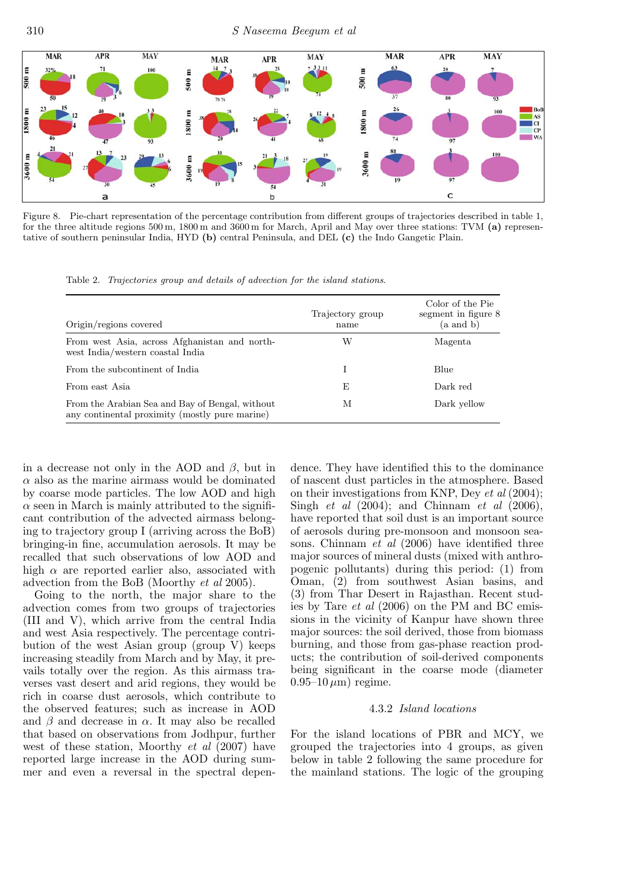Figure 8. Pie-chart representation of the percentage contribution from different groups of trajectories described in table 1, for the three altitude regions 500 m, 1800 m and 3600 m for March, April and May over three stations: TVM **(a)** representative of southern peninsular India, HYD **(b)** central Peninsula, and DEL **(c)** the Indo Gangetic Plain.

Table 2. *Trajectories group and details of advection for the island stations.*

| Origin/regions covered | Trajectory group name | Color of the Pie segment in figure 8 (a and b) |
|---|---|---|
| From west Asia, across Afghanistan and north-west India/western coastal India | W | Magenta |
| From the subcontinent of India | I | Blue |
| From east Asia | E | Dark red |
| From the Arabian Sea and Bay of Bengal, without any continental proximity (mostly pure marine) | M | Dark yellow |

in a decrease not only in the AOD and $\beta$, but in $\alpha$ also as the marine airmass would be dominated by coarse mode particles. The low AOD and high $\alpha$ seen in March is mainly attributed to the significant contribution of the advected airmass belonging to trajectory group I (arriving across the BoB) bringing-in fine, accumulation aerosols. It may be recalled that such observations of low AOD and high $\alpha$ are reported earlier also, associated with advection from the BoB (Moorthy *et al* 2005).

Going to the north, the major share to the advection comes from two groups of trajectories (III and V), which arrive from the central India and west Asia respectively. The percentage contribution of the west Asian group (group V) keeps increasing steadily from March and by May, it prevails totally over the region. As this airmass traverses vast desert and arid regions, they would be rich in coarse dust aerosols, which contribute to the observed features; such as increase in AOD and $\beta$ and decrease in $\alpha$. It may also be recalled that based on observations from Jodhpur, further west of these station, Moorthy *et al* (2007) have reported large increase in the AOD during summer and even a reversal in the spectral dependence. They have identified this to the dominance of nascent dust particles in the atmosphere. Based on their investigations from KNP, Dey *et al* (2004); Singh *et al* (2004); and Chinnam *et al* (2006), have reported that soil dust is an important source of aerosols during pre-monsoon and monsoon seasons. Chinnam *et al* (2006) have identified three major sources of mineral dusts (mixed with anthropogenic pollutants) during this period: (1) from Oman, (2) from southwest Asian basins, and (3) from Thar Desert in Rajasthan. Recent studies by Tare *et al* (2006) on the PM and BC emissions in the vicinity of Kanpur have shown three major sources: the soil derived, those from biomass burning, and those from gas-phase reaction products; the contribution of soil-derived components being significant in the coarse mode (diameter 0.95–10 $\mu$m) regime.

#### 4.3.2 *Island locations*

For the island locations of PBR and MCY, we grouped the trajectories into 4 groups, as given below in table 2 following the same procedure for the mainland stations. The logic of the grouping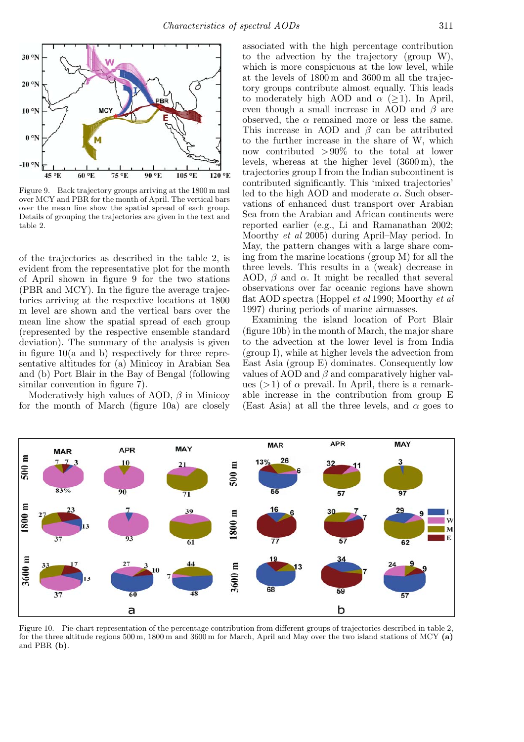Figure 9. Back trajectory groups arriving at the 1800 m msl over MCY and PBR for the month of April. The vertical bars over the mean line show the spatial spread of each group. Details of grouping the trajectories are given in the text and table 2.

of the trajectories as described in the table 2, is evident from the representative plot for the month of April shown in figure 9 for the two stations (PBR and MCY). In the figure the average trajectories arriving at the respective locations at 1800 m level are shown and the vertical bars over the mean line show the spatial spread of each group (represented by the respective ensemble standard deviation). The summary of the analysis is given in figure 10(a and b) respectively for three representative altitudes for (a) Minicoy in Arabian Sea and (b) Port Blair in the Bay of Bengal (following similar convention in figure 7).

Moderatively high values of AOD, $\beta$ in Minicoy for the month of March (figure 10a) are closely associated with the high percentage contribution to the advection by the trajectory (group W), which is more conspicuous at the low level, while at the levels of 1800 m and 3600 m all the trajectory groups contribute almost equally. This leads to moderately high AOD and $\alpha$ ($\geq 1$). In April, even though a small increase in AOD and $\beta$ are observed, the $\alpha$ remained more or less the same. This increase in AOD and $\beta$ can be attributed to the further increase in the share of W, which now contributed $>90\%$ to the total at lower levels, whereas at the higher level (3600 m), the trajectories group I from the Indian subcontinent is contributed significantly. This 'mixed trajectories' led to the high AOD and moderate $\alpha$. Such observations of enhanced dust transport over Arabian Sea from the Arabian and African continents were reported earlier (e.g., Li and Ramanathan 2002; Moorthy *et al* 2005) during April–May period. In May, the pattern changes with a large share coming from the marine locations (group M) for all the three levels. This results in a (weak) decrease in AOD, $\beta$ and $\alpha$. It might be recalled that several observations over far oceanic regions have shown flat AOD spectra (Hoppel *et al* 1990; Moorthy *et al* 1997) during periods of marine airmasses.

Examining the island location of Port Blair (figure 10b) in the month of March, the major share to the advection at the lower level is from India (group I), while at higher levels the advection from East Asia (group E) dominates. Consequently low values of AOD and $\beta$ and comparatively higher values ($>1$) of $\alpha$ prevail. In April, there is a remarkable increase in the contribution from group E (East Asia) at all the three levels, and $\alpha$ goes to

Figure 10. Pie-chart representation of the percentage contribution from different groups of trajectories described in table 2, for the three altitude regions 500 m, 1800 m and 3600 m for March, April and May over the two island stations of MCY **(a)** and PBR **(b)**.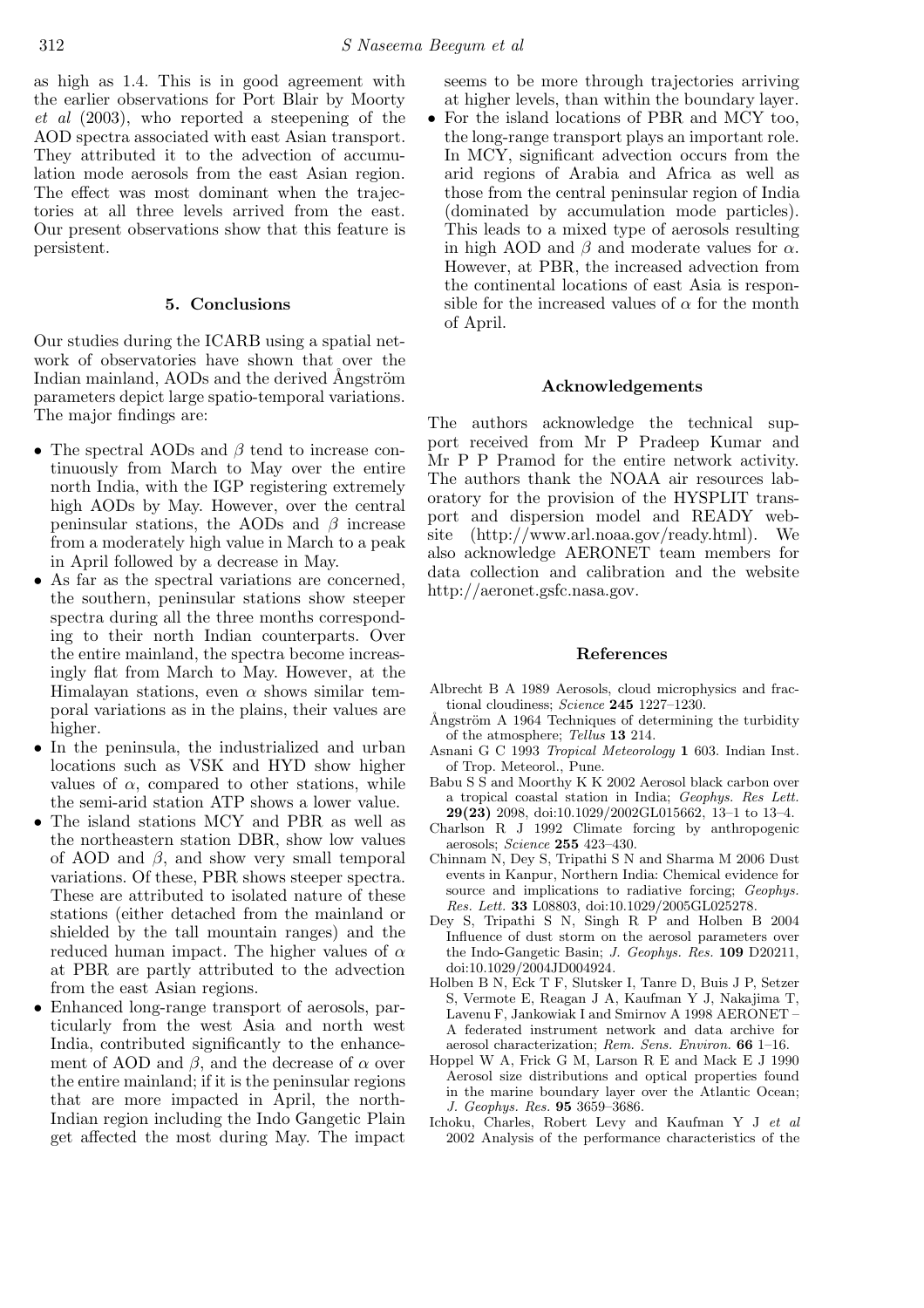as high as 1.4. This is in good agreement with the earlier observations for Port Blair by Moorty *et al* (2003), who reported a steepening of the AOD spectra associated with east Asian transport. They attributed it to the advection of accumulation mode aerosols from the east Asian region. The effect was most dominant when the trajectories at all three levels arrived from the east. Our present observations show that this feature is persistent.

## 5. Conclusions

Our studies during the ICARB using a spatial network of observatories have shown that over the Indian mainland, AODs and the derived Ångström parameters depict large spatio-temporal variations. The major findings are:

- The spectral AODs and $\beta$ tend to increase continuously from March to May over the entire north India, with the IGP registering extremely high AODs by May. However, over the central peninsular stations, the AODs and $\beta$ increase from a moderately high value in March to a peak in April followed by a decrease in May.
- As far as the spectral variations are concerned, the southern, peninsular stations show steeper spectra during all the three months corresponding to their north Indian counterparts. Over the entire mainland, the spectra become increasingly flat from March to May. However, at the Himalayan stations, even $\alpha$ shows similar temporal variations as in the plains, their values are higher.
- In the peninsula, the industrialized and urban locations such as VSK and HYD show higher values of $\alpha$, compared to other stations, while the semi-arid station ATP shows a lower value.
- The island stations MCY and PBR as well as the northeastern station DBR, show low values of AOD and $\beta$, and show very small temporal variations. Of these, PBR shows steeper spectra. These are attributed to isolated nature of these stations (either detached from the mainland or shielded by the tall mountain ranges) and the reduced human impact. The higher values of $\alpha$ at PBR are partly attributed to the advection from the east Asian regions.
- Enhanced long-range transport of aerosols, particularly from the west Asia and north west India, contributed significantly to the enhancement of AOD and $\beta$, and the decrease of $\alpha$ over the entire mainland; if it is the peninsular regions that are more impacted in April, the north-Indian region including the Indo Gangetic Plain get affected the most during May. The impact seems to be more through trajectories arriving at higher levels, than within the boundary layer.
- For the island locations of PBR and MCY too, the long-range transport plays an important role. In MCY, significant advection occurs from the arid regions of Arabia and Africa as well as those from the central peninsular region of India (dominated by accumulation mode particles). This leads to a mixed type of aerosols resulting in high AOD and $\beta$ and moderate values for $\alpha$. However, at PBR, the increased advection from the continental locations of east Asia is responsible for the increased values of $\alpha$ for the month of April.

## Acknowledgements

The authors acknowledge the technical support received from Mr P Pradeep Kumar and Mr P P Pramod for the entire network activity. The authors thank the NOAA air resources laboratory for the provision of the HYSPLIT transport and dispersion model and READY website (http://www.arl.noaa.gov/ready.html). We also acknowledge AERONET team members for data collection and calibration and the website http://aeronet.gsfc.nasa.gov.

## References

Albrecht B A 1989 Aerosols, cloud microphysics and fractional cloudiness; *Science* **245** 1227–1230.

Ångström A 1964 Techniques of determining the turbidity of the atmosphere; *Tellus* **13** 214.

Asnani G C 1993 *Tropical Meteorology* **1** 603. Indian Inst. of Trop. Meteorol., Pune.

Babu S S and Moorthy K K 2002 Aerosol black carbon over a tropical coastal station in India; *Geophys. Res Lett.* **29(23)** 2098, doi:10.1029/2002GL015662, 13–1 to 13–4.

Charlson R J 1992 Climate forcing by anthropogenic aerosols; *Science* **255** 423–430.

Chinnam N, Dey S, Tripathi S N and Sharma M 2006 Dust events in Kanpur, Northern India: Chemical evidence for source and implications to radiative forcing; *Geophys. Res. Lett.* **33** L08803, doi:10.1029/2005GL025278.

Dey S, Tripathi S N, Singh R P and Holben B 2004 Influence of dust storm on the aerosol parameters over the Indo-Gangetic Basin; *J. Geophys. Res.* **109** D20211, doi:10.1029/2004JD004924.

Holben B N, Eck T F, Slutsker I, Tanre D, Buis J P, Setzer S, Vermote E, Reagan J A, Kaufman Y J, Nakajima T, Lavenu F, Jankowiak I and Smirnov A 1998 AERONET – A federated instrument network and data archive for aerosol characterization; *Rem. Sens. Environ.* **66** 1–16.

Hoppel W A, Frick G M, Larson R E and Mack E J 1990 Aerosol size distributions and optical properties found in the marine boundary layer over the Atlantic Ocean; *J. Geophys. Res.* **95** 3659–3686.

Ichoku, Charles, Robert Levy and Kaufman Y J *et al* 2002 Analysis of the performance characteristics of the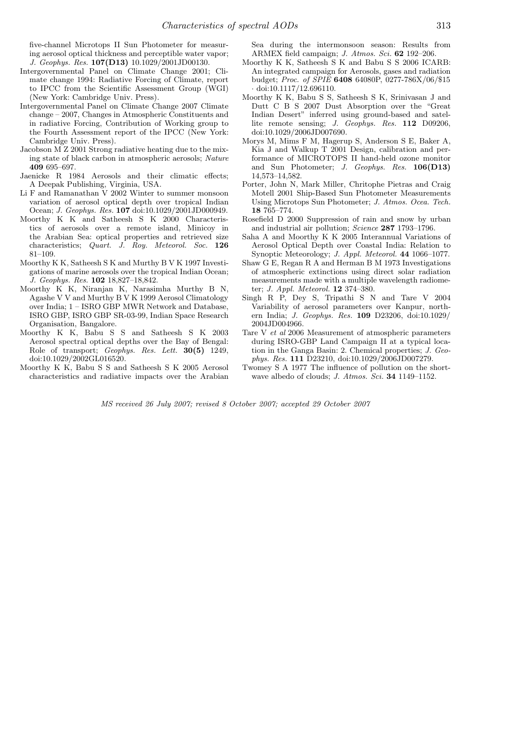five-channel Microtops II Sun Photometer for measuring aerosol optical thickness and perceptible water vapor; *J. Geophys. Res.* **107(D13)** 10.1029/2001JD00130.

Intergovernmental Panel on Climate Change 2001; Climate change 1994: Radiative Forcing of Climate, report to IPCC from the Scientific Assessment Group (WGI) (New York: Cambridge Univ. Press).

Intergovernmental Panel on Climate Change 2007 Climate change – 2007, Changes in Atmospheric Constituents and in radiative Forcing, Contribution of Working group to the Fourth Assessment report of the IPCC (New York: Cambridge Univ. Press).

Jacobson M Z 2001 Strong radiative heating due to the mixing state of black carbon in atmospheric aerosols; *Nature* **409** 695–697.

Jaenicke R 1984 Aerosols and their climatic effects; A Deepak Publishing, Virginia, USA.

Li F and Ramanathan V 2002 Winter to summer monsoon variation of aerosol optical depth over tropical Indian Ocean; *J. Geophys. Res.* **107** doi:10.1029/2001JD000949.

Moorthy K K and Satheesh S K 2000 Characteristics of aerosols over a remote island, Minicoy in the Arabian Sea: optical properties and retrieved size characteristics; *Quart. J. Roy. Meteorol. Soc.* **126** 81–109.

Moorthy K K, Satheesh S K and Murthy B V K 1997 Investigations of marine aerosols over the tropical Indian Ocean; *J. Geophys. Res.* **102** 18,827–18,842.

Moorthy K K, Niranjan K, Narasimha Murthy B N, Agashe V V and Murthy B V K 1999 Aerosol Climatology over India; 1 – ISRO GBP MWR Network and Database, ISRO GBP, ISRO GBP SR-03-99, Indian Space Research Organisation, Bangalore.

Moorthy K K, Babu S S and Satheesh S K 2003 Aerosol spectral optical depths over the Bay of Bengal: Role of transport; *Geophys. Res. Lett.* **30(5)** 1249, doi:10.1029/2002GL016520.

Moorthy K K, Babu S S and Satheesh S K 2005 Aerosol characteristics and radiative impacts over the Arabian Sea during the intermonsoon season: Results from ARMEX field campaign; *J. Atmos. Sci.* **62** 192–206.

Moorthy K K, Satheesh S K and Babu S S 2006 ICARB: An integrated campaign for Aerosols, gases and radiation budget; *Proc. of SPIE* **6408** 64080P, 0277-786X/06/$15 · doi:10.1117/12.696110.

Moorthy K K, Babu S S, Satheesh S K, Srinivasan J and Dutt C B S 2007 Dust Absorption over the "Great Indian Desert" inferred using ground-based and satellite remote sensing; *J. Geophys. Res.* **112** D09206, doi:10.1029/2006JD007690.

Morys M, Mims F M, Hagerup S, Anderson S E, Baker A, Kia J and Walkup T 2001 Design, calibration and performance of MICROTOPS II hand-held ozone monitor and Sun Photometer; *J. Geophys. Res.* **106(D13)** 14,573–14,582.

Porter, John N, Mark Miller, Chritophe Pietras and Craig Motell 2001 Ship-Based Sun Photometer Measurements Using Microtops Sun Photometer; *J. Atmos. Ocea. Tech.* **18** 765–774.

Rosefield D 2000 Suppression of rain and snow by urban and industrial air pollution; *Science* **287** 1793–1796.

Saha A and Moorthy K K 2005 Interannual Variations of Aerosol Optical Depth over Coastal India: Relation to Synoptic Meteorology; *J. Appl. Meteorol.* **44** 1066–1077.

Shaw G E, Regan R A and Herman B M 1973 Investigations of atmospheric extinctions using direct solar radiation measurements made with a multiple wavelength radiometer; *J. Appl. Meteorol.* **12** 374–380.

Singh R P, Dey S, Tripathi S N and Tare V 2004 Variability of aerosol parameters over Kanpur, northern India; *J. Geophys. Res.* **109** D23206, doi:10.1029/2004JD004966.

Tare V *et al* 2006 Measurement of atmospheric parameters during ISRO-GBP Land Campaign II at a typical location in the Ganga Basin: 2. Chemical properties; *J. Geophys. Res.* **111** D23210, doi:10.1029/2006JD007279.

Twomey S A 1977 The influence of pollution on the shortwave albedo of clouds; *J. Atmos. Sci.* **34** 1149–1152.

*MS received 26 July 2007; revised 8 October 2007; accepted 29 October 2007*